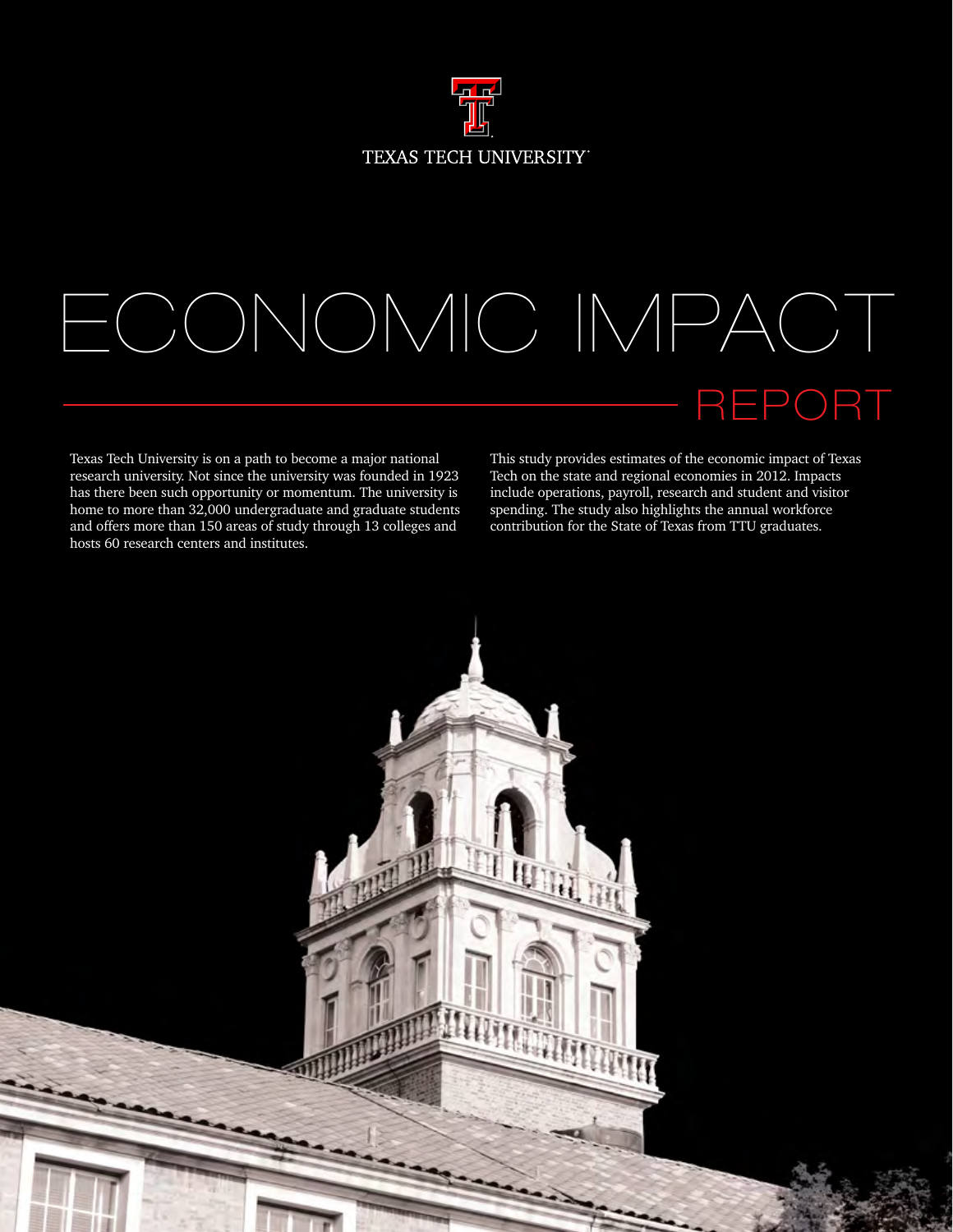TEXAS TECH UNIVERSITY

# ECONOMIC IMPACT

## REPORT

Texas Tech University is on a path to become a major national research university. Not since the university was founded in 1923 has there been such opportunity or momentum. The university is home to more than 32,000 undergraduate and graduate students and offers more than 150 areas of study through 13 colleges and hosts 60 research centers and institutes.

This study provides estimates of the economic impact of Texas Tech on the state and regional economies in 2012. Impacts include operations, payroll, research and student and visitor spending. The study also highlights the annual workforce contribution for the State of Texas from TTU graduates.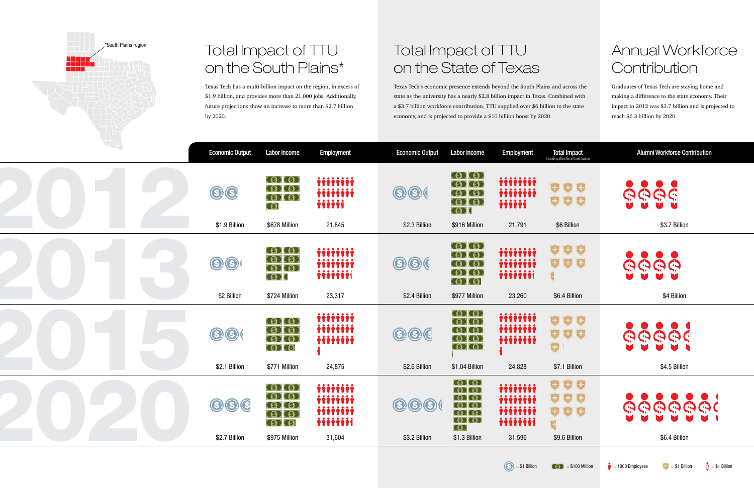*South Plains region

# Total Impact of TTU on the South Plains*

Texas Tech has a multi-billion impact on the region, in excess of $1.9 billion, and provides more than 21,000 jobs. Additionally, future projections show an increase to more than $2.7 billion by 2020.

# Total Impact of TTU on the State of Texas

Texas Tech's economic presence extends beyond the South Plains and across the state as the university has a nearly $2.8 billion impact in Texas. Combined with a $3.7 billion workforce contribution, TTU supplied over $6 billion to the state economy, and is projected to provide a $10 billion boost by 2020.

# Annual Workforce Contribution

Graduates of Texas Tech are staying home and making a difference to the state economy. Their impact in 2012 was $3.7 billion and is projected to reach $6.3 billion by 2020.

| Year | South Plains: Economic Output | South Plains: Labor Income | South Plains: Employment | Texas: Economic Output | Texas: Labor Income | Texas: Employment | Total Impact (Including Workforce Contribution) | Alumni Workforce Contribution |
|---|---|---|---|---|---|---|---|---|
| 2012 | $1.9 Billion | $678 Million | 21,845 | $2.3 Billion | $916 Million | 21,791 | $6 Billion | $3.7 Billion |
| 2013 | $2 Billion | $724 Million | 23,317 | $2.4 Billion | $977 Million | 23,260 | $6.4 Billion | $4 Billion |
| 2015 | $2.1 Billion | $771 Million | 24,875 | $2.6 Billion | $1.04 Billion | 24,828 | $7.1 Billion | $4.5 Billion |
| 2020 | $2.7 Billion | $975 Million | 31,604 | $3.2 Billion | $1.3 Billion | 31,596 | $9.6 Billion | $6.4 Billion |

Legend: = $1 Billion (Economic Output) · = $100 Million (Labor Income) · = 1000 Employees · = $1 Billion (Total Impact) · = $1 Billion (Alumni Workforce Contribution)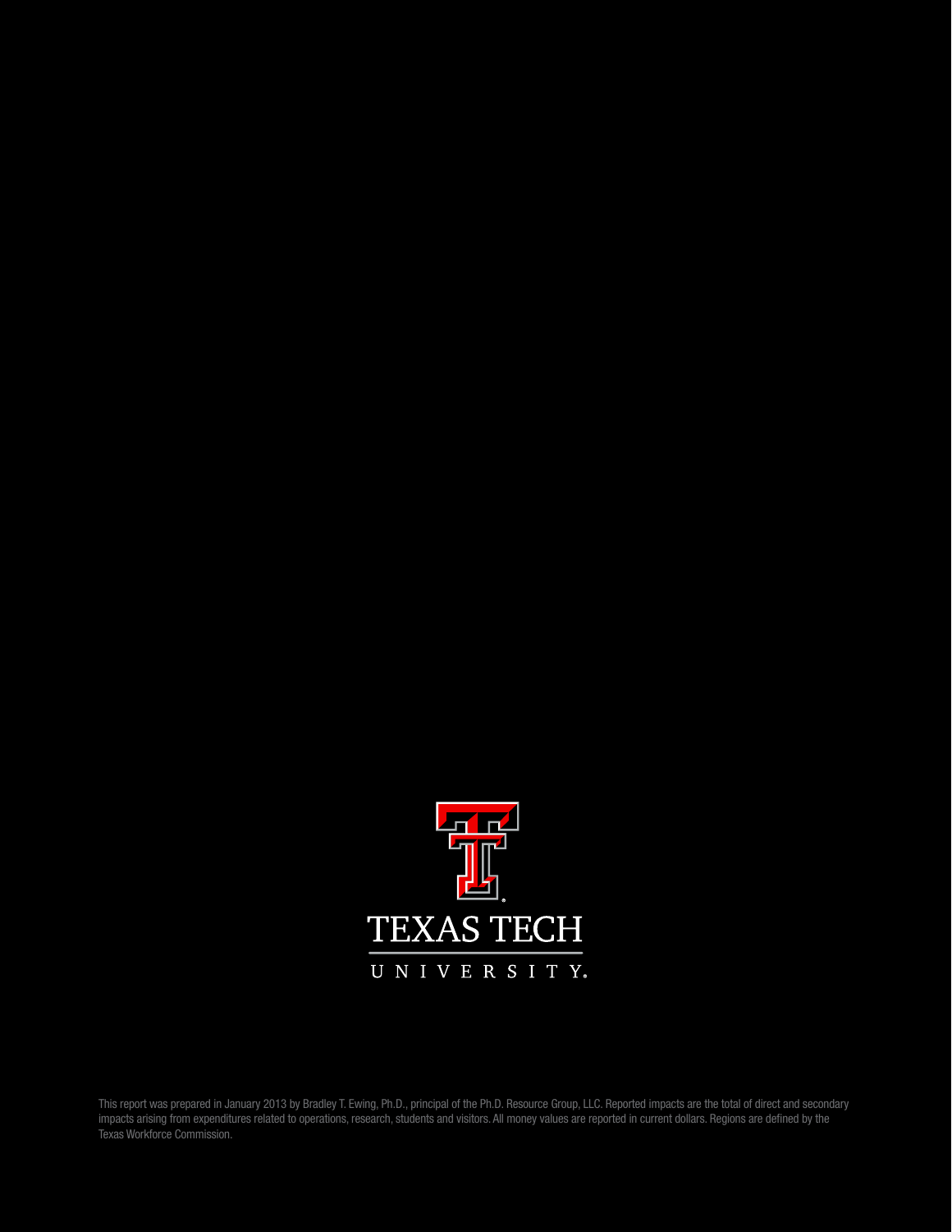TEXAS TECH

UNIVERSITY.

This report was prepared in January 2013 by Bradley T. Ewing, Ph.D., principal of the Ph.D. Resource Group, LLC. Reported impacts are the total of direct and secondary impacts arising from expenditures related to operations, research, students and visitors. All money values are reported in current dollars. Regions are defined by the Texas Workforce Commission.